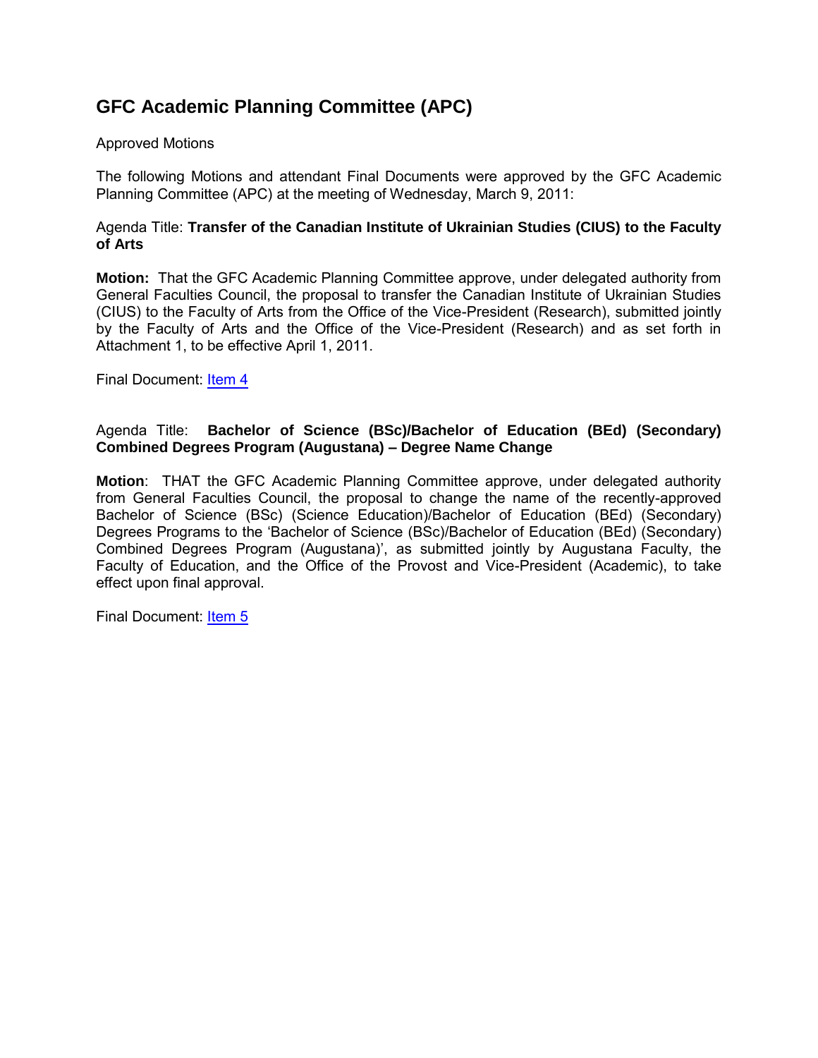# GFC Academic Planning Committee (APC)

Approved Motions

The following Motions and attendant Final Documents were approved by the GFC Academic Planning Committee (APC) at the meeting of Wednesday, March 9, 2011:

Agenda Title: **Transfer of the Canadian Institute of Ukrainian Studies (CIUS) to the Faculty of Arts**

**Motion:** That the GFC Academic Planning Committee approve, under delegated authority from General Faculties Council, the proposal to transfer the Canadian Institute of Ukrainian Studies (CIUS) to the Faculty of Arts from the Office of the Vice-President (Research), submitted jointly by the Faculty of Arts and the Office of the Vice-President (Research) and as set forth in Attachment 1, to be effective April 1, 2011.

Final Document: Item 4

Agenda Title: **Bachelor of Science (BSc)/Bachelor of Education (BEd) (Secondary) Combined Degrees Program (Augustana) – Degree Name Change**

**Motion**: THAT the GFC Academic Planning Committee approve, under delegated authority from General Faculties Council, the proposal to change the name of the recently-approved Bachelor of Science (BSc) (Science Education)/Bachelor of Education (BEd) (Secondary) Degrees Programs to the 'Bachelor of Science (BSc)/Bachelor of Education (BEd) (Secondary) Combined Degrees Program (Augustana)', as submitted jointly by Augustana Faculty, the Faculty of Education, and the Office of the Provost and Vice-President (Academic), to take effect upon final approval.

Final Document: Item 5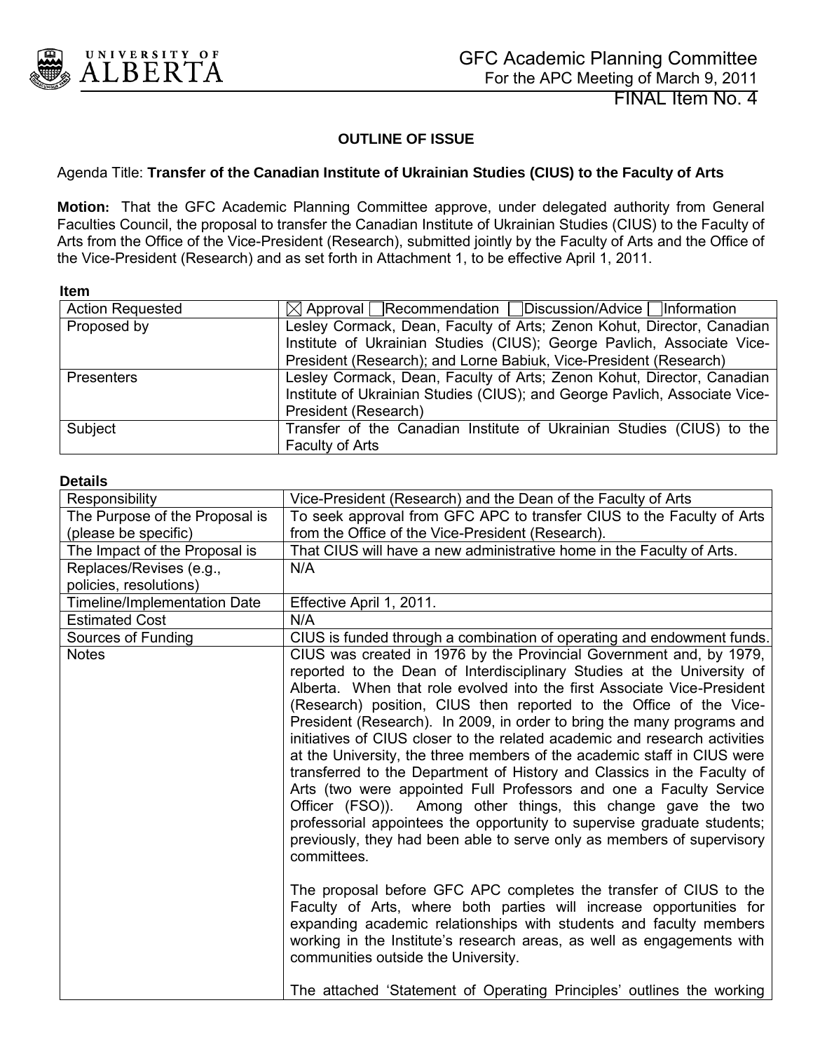GFC Academic Planning Committee
For the APC Meeting of March 9, 2011

FINAL Item No. 4

**OUTLINE OF ISSUE**

Agenda Title: **Transfer of the Canadian Institute of Ukrainian Studies (CIUS) to the Faculty of Arts**

**Motion:** That the GFC Academic Planning Committee approve, under delegated authority from General Faculties Council, the proposal to transfer the Canadian Institute of Ukrainian Studies (CIUS) to the Faculty of Arts from the Office of the Vice-President (Research), submitted jointly by the Faculty of Arts and the Office of the Vice-President (Research) and as set forth in Attachment 1, to be effective April 1, 2011.

**Item**

| | |
|---|---|
| Action Requested | ☒ Approval ☐ Recommendation ☐ Discussion/Advice ☐ Information |
| Proposed by | Lesley Cormack, Dean, Faculty of Arts; Zenon Kohut, Director, Canadian Institute of Ukrainian Studies (CIUS); George Pavlich, Associate Vice-President (Research); and Lorne Babiuk, Vice-President (Research) |
| Presenters | Lesley Cormack, Dean, Faculty of Arts; Zenon Kohut, Director, Canadian Institute of Ukrainian Studies (CIUS); and George Pavlich, Associate Vice-President (Research) |
| Subject | Transfer of the Canadian Institute of Ukrainian Studies (CIUS) to the Faculty of Arts |

**Details**

| | |
|---|---|
| Responsibility | Vice-President (Research) and the Dean of the Faculty of Arts |
| The Purpose of the Proposal is (please be specific) | To seek approval from GFC APC to transfer CIUS to the Faculty of Arts from the Office of the Vice-President (Research). |
| The Impact of the Proposal is | That CIUS will have a new administrative home in the Faculty of Arts. |
| Replaces/Revises (e.g., policies, resolutions) | N/A |
| Timeline/Implementation Date | Effective April 1, 2011. |
| Estimated Cost | N/A |
| Sources of Funding | CIUS is funded through a combination of operating and endowment funds. |
| Notes | CIUS was created in 1976 by the Provincial Government and, by 1979, reported to the Dean of Interdisciplinary Studies at the University of Alberta. When that role evolved into the first Associate Vice-President (Research) position, CIUS then reported to the Office of the Vice-President (Research). In 2009, in order to bring the many programs and initiatives of CIUS closer to the related academic and research activities at the University, the three members of the academic staff in CIUS were transferred to the Department of History and Classics in the Faculty of Arts (two were appointed Full Professors and one a Faculty Service Officer (FSO)). Among other things, this change gave the two professorial appointees the opportunity to supervise graduate students; previously, they had been able to serve only as members of supervisory committees.<br><br>The proposal before GFC APC completes the transfer of CIUS to the Faculty of Arts, where both parties will increase opportunities for expanding academic relationships with students and faculty members working in the Institute's research areas, as well as engagements with communities outside the University.<br><br>The attached 'Statement of Operating Principles' outlines the working |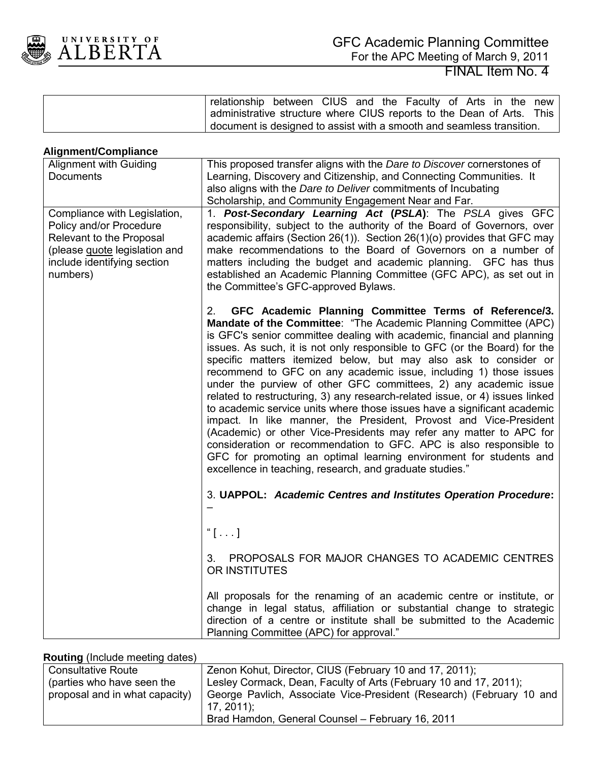| | relationship between CIUS and the Faculty of Arts in the new administrative structure where CIUS reports to the Dean of Arts. This document is designed to assist with a smooth and seamless transition. |
|---|---|

**Alignment/Compliance**

| | |
|---|---|
| Alignment with Guiding Documents | This proposed transfer aligns with the *Dare to Discover* cornerstones of Learning, Discovery and Citizenship, and Connecting Communities. It also aligns with the *Dare to Deliver* commitments of Incubating Scholarship, and Community Engagement Near and Far. |
| Compliance with Legislation, Policy and/or Procedure Relevant to the Proposal (please quote legislation and include identifying section numbers) | 1. ***Post-Secondary Learning Act* (*PSLA*)**: The *PSLA* gives GFC responsibility, subject to the authority of the Board of Governors, over academic affairs (Section 26(1)). Section 26(1)(o) provides that GFC may make recommendations to the Board of Governors on a number of matters including the budget and academic planning. GFC has thus established an Academic Planning Committee (GFC APC), as set out in the Committee's GFC-approved Bylaws.<br><br>2. **GFC Academic Planning Committee Terms of Reference/3. Mandate of the Committee**: "The Academic Planning Committee (APC) is GFC's senior committee dealing with academic, financial and planning issues. As such, it is not only responsible to GFC (or the Board) for the specific matters itemized below, but may also ask to consider or recommend to GFC on any academic issue, including 1) those issues under the purview of other GFC committees, 2) any academic issue related to restructuring, 3) any research-related issue, or 4) issues linked to academic service units where those issues have a significant academic impact. In like manner, the President, Provost and Vice-President (Academic) or other Vice-Presidents may refer any matter to APC for consideration or recommendation to GFC. APC is also responsible to GFC for promoting an optimal learning environment for students and excellence in teaching, research, and graduate studies."<br><br>3. **UAPPOL: *Academic Centres and Institutes Operation Procedure*:** –<br><br>" [ . . . ]<br><br>3. PROPOSALS FOR MAJOR CHANGES TO ACADEMIC CENTRES OR INSTITUTES<br><br>All proposals for the renaming of an academic centre or institute, or change in legal status, affiliation or substantial change to strategic direction of a centre or institute shall be submitted to the Academic Planning Committee (APC) for approval." |

**Routing** (Include meeting dates)

| | |
|---|---|
| Consultative Route (parties who have seen the proposal and in what capacity) | Zenon Kohut, Director, CIUS (February 10 and 17, 2011);<br>Lesley Cormack, Dean, Faculty of Arts (February 10 and 17, 2011);<br>George Pavlich, Associate Vice-President (Research) (February 10 and 17, 2011);<br>Brad Hamdon, General Counsel – February 16, 2011 |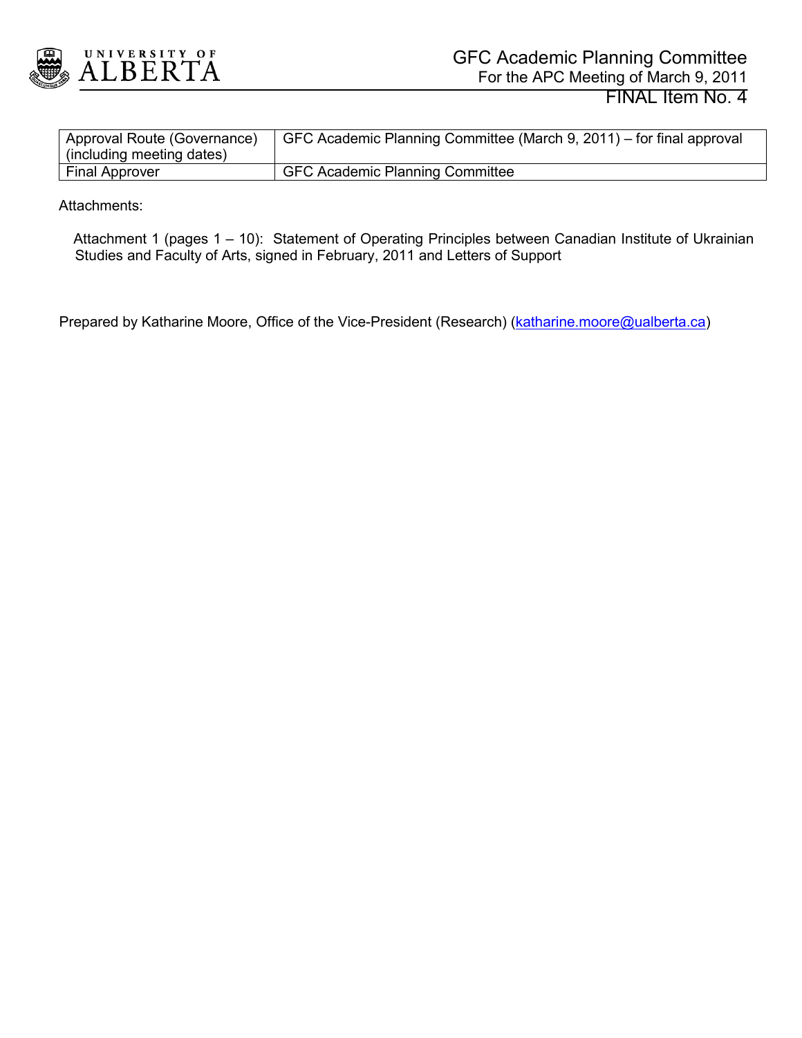| Approval Route (Governance) (including meeting dates) | GFC Academic Planning Committee (March 9, 2011) – for final approval |
|---|---|
| Final Approver | GFC Academic Planning Committee |

Attachments:

Attachment 1 (pages 1 – 10): Statement of Operating Principles between Canadian Institute of Ukrainian Studies and Faculty of Arts, signed in February, 2011 and Letters of Support

Prepared by Katharine Moore, Office of the Vice-President (Research) (katharine.moore@ualberta.ca)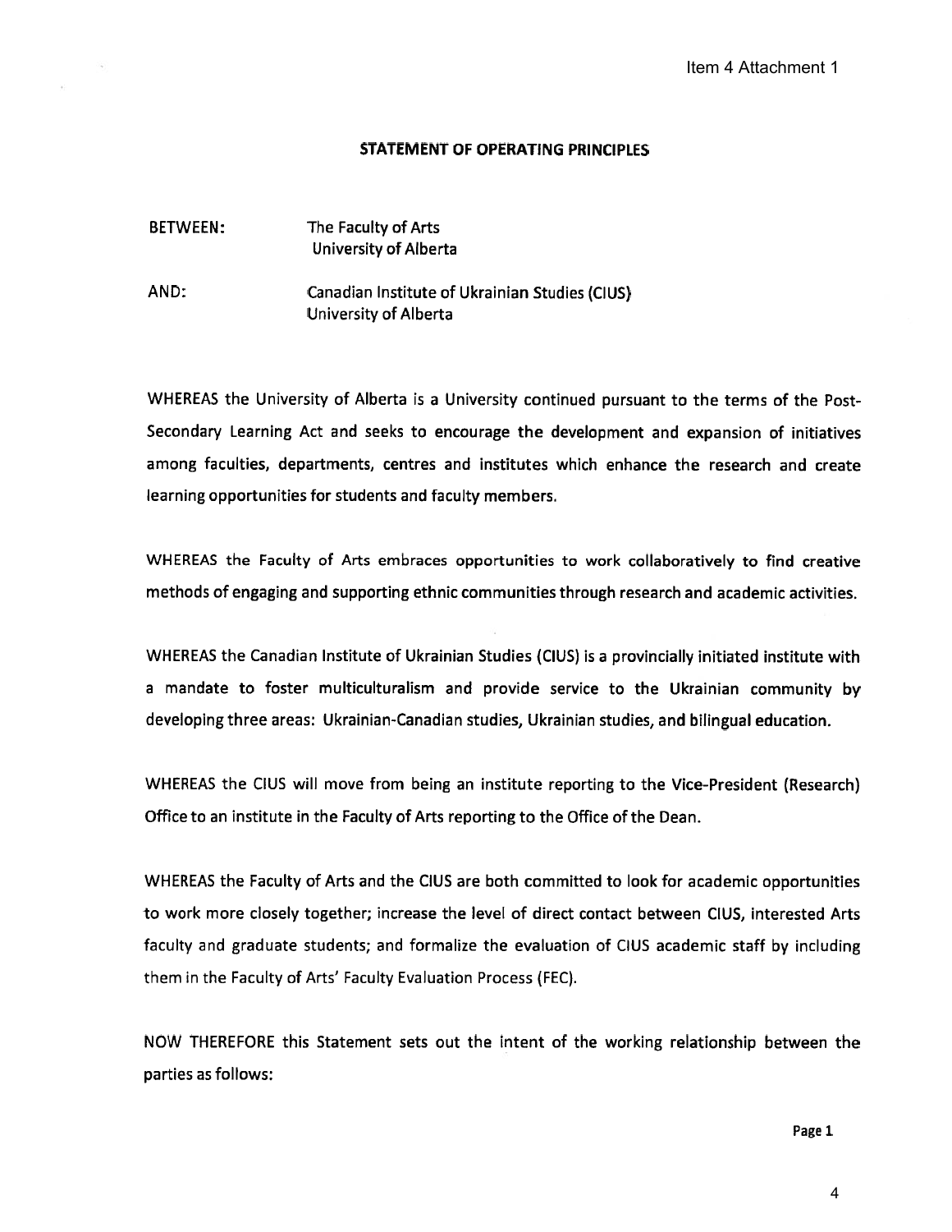Item 4 Attachment 1

## STATEMENT OF OPERATING PRINCIPLES

BETWEEN: The Faculty of Arts
University of Alberta

AND: Canadian Institute of Ukrainian Studies (CIUS)
University of Alberta

WHEREAS the University of Alberta is a University continued pursuant to the terms of the Post-Secondary Learning Act and seeks to encourage the development and expansion of initiatives among faculties, departments, centres and institutes which enhance the research and create learning opportunities for students and faculty members.

WHEREAS the Faculty of Arts embraces opportunities to work collaboratively to find creative methods of engaging and supporting ethnic communities through research and academic activities.

WHEREAS the Canadian Institute of Ukrainian Studies (CIUS) is a provincially initiated institute with a mandate to foster multiculturalism and provide service to the Ukrainian community by developing three areas: Ukrainian-Canadian studies, Ukrainian studies, and bilingual education.

WHEREAS the CIUS will move from being an institute reporting to the Vice-President (Research) Office to an institute in the Faculty of Arts reporting to the Office of the Dean.

WHEREAS the Faculty of Arts and the CIUS are both committed to look for academic opportunities to work more closely together; increase the level of direct contact between CIUS, interested Arts faculty and graduate students; and formalize the evaluation of CIUS academic staff by including them in the Faculty of Arts' Faculty Evaluation Process (FEC).

NOW THEREFORE this Statement sets out the intent of the working relationship between the parties as follows: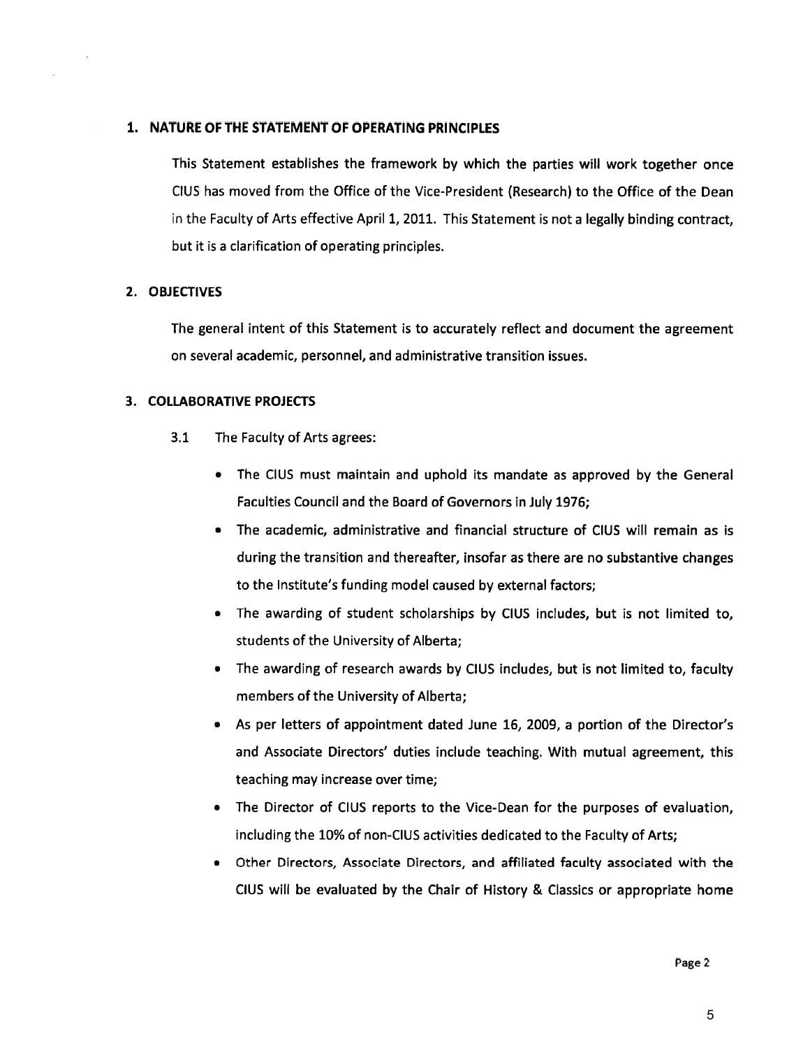## 1. NATURE OF THE STATEMENT OF OPERATING PRINCIPLES

This Statement establishes the framework by which the parties will work together once CIUS has moved from the Office of the Vice-President (Research) to the Office of the Dean in the Faculty of Arts effective April 1, 2011. This Statement is not a legally binding contract, but it is a clarification of operating principles.

## 2. OBJECTIVES

The general intent of this Statement is to accurately reflect and document the agreement on several academic, personnel, and administrative transition issues.

## 3. COLLABORATIVE PROJECTS

3.1 The Faculty of Arts agrees:

- The CIUS must maintain and uphold its mandate as approved by the General Faculties Council and the Board of Governors in July 1976;
- The academic, administrative and financial structure of CIUS will remain as is during the transition and thereafter, insofar as there are no substantive changes to the Institute's funding model caused by external factors;
- The awarding of student scholarships by CIUS includes, but is not limited to, students of the University of Alberta;
- The awarding of research awards by CIUS includes, but is not limited to, faculty members of the University of Alberta;
- As per letters of appointment dated June 16, 2009, a portion of the Director's and Associate Directors' duties include teaching. With mutual agreement, this teaching may increase over time;
- The Director of CIUS reports to the Vice-Dean for the purposes of evaluation, including the 10% of non-CIUS activities dedicated to the Faculty of Arts;
- Other Directors, Associate Directors, and affiliated faculty associated with the CIUS will be evaluated by the Chair of History & Classics or appropriate home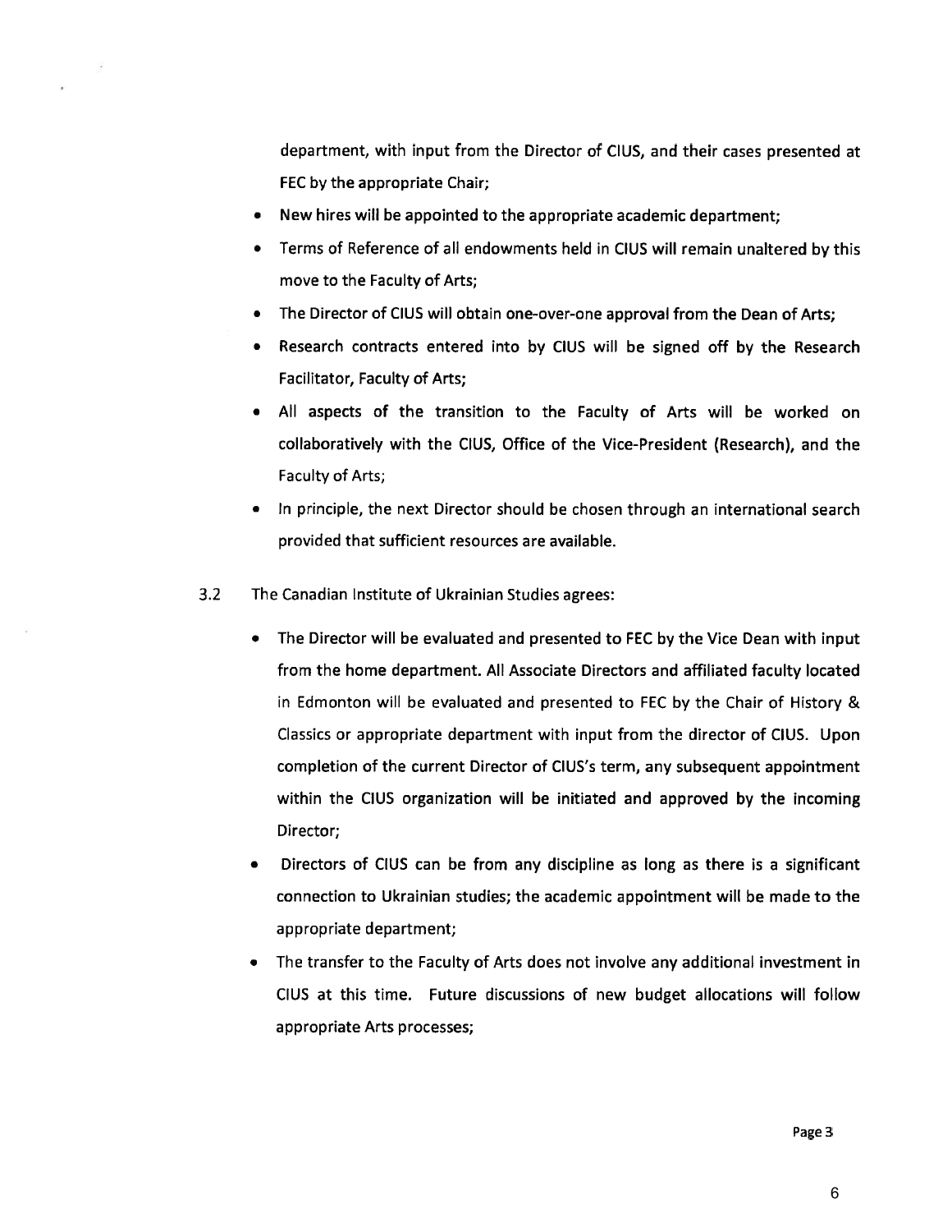department, with input from the Director of CIUS, and their cases presented at FEC by the appropriate Chair;

- New hires will be appointed to the appropriate academic department;
- Terms of Reference of all endowments held in CIUS will remain unaltered by this move to the Faculty of Arts;
- The Director of CIUS will obtain one-over-one approval from the Dean of Arts;
- Research contracts entered into by CIUS will be signed off by the Research Facilitator, Faculty of Arts;
- All aspects of the transition to the Faculty of Arts will be worked on collaboratively with the CIUS, Office of the Vice-President (Research), and the Faculty of Arts;
- In principle, the next Director should be chosen through an international search provided that sufficient resources are available.

3.2 The Canadian Institute of Ukrainian Studies agrees:

- The Director will be evaluated and presented to FEC by the Vice Dean with input from the home department. All Associate Directors and affiliated faculty located in Edmonton will be evaluated and presented to FEC by the Chair of History & Classics or appropriate department with input from the director of CIUS. Upon completion of the current Director of CIUS's term, any subsequent appointment within the CIUS organization will be initiated and approved by the incoming Director;
- Directors of CIUS can be from any discipline as long as there is a significant connection to Ukrainian studies; the academic appointment will be made to the appropriate department;
- The transfer to the Faculty of Arts does not involve any additional investment in CIUS at this time. Future discussions of new budget allocations will follow appropriate Arts processes;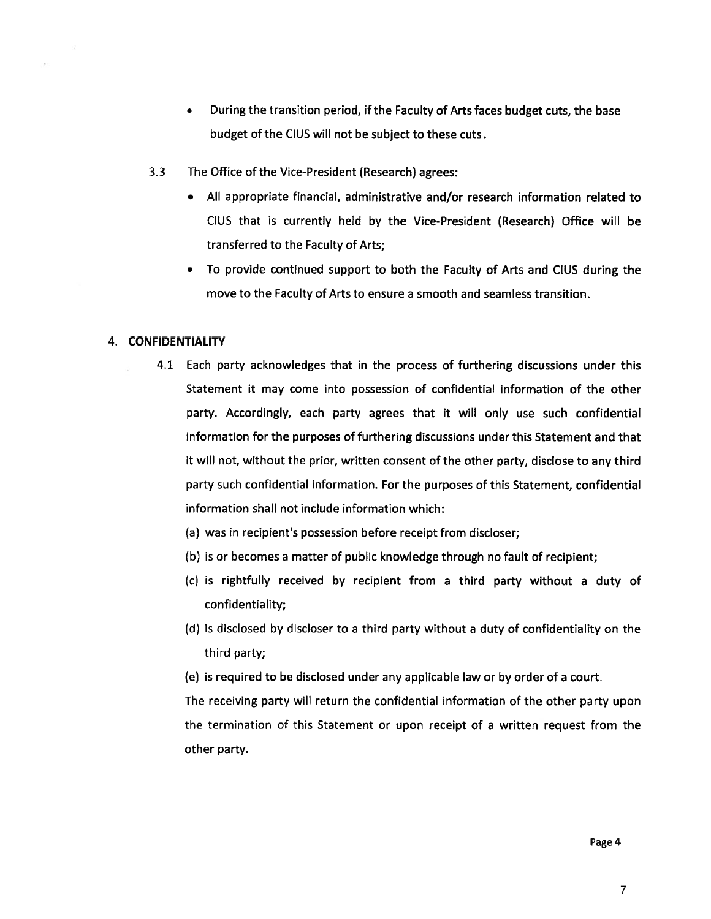- During the transition period, if the Faculty of Arts faces budget cuts, the base budget of the CIUS will not be subject to these cuts.

3.3 The Office of the Vice-President (Research) agrees:

- All appropriate financial, administrative and/or research information related to CIUS that is currently held by the Vice-President (Research) Office will be transferred to the Faculty of Arts;
- To provide continued support to both the Faculty of Arts and CIUS during the move to the Faculty of Arts to ensure a smooth and seamless transition.

## 4. CONFIDENTIALITY

4.1 Each party acknowledges that in the process of furthering discussions under this Statement it may come into possession of confidential information of the other party. Accordingly, each party agrees that it will only use such confidential information for the purposes of furthering discussions under this Statement and that it will not, without the prior, written consent of the other party, disclose to any third party such confidential information. For the purposes of this Statement, confidential information shall not include information which:

(a) was in recipient's possession before receipt from discloser;

(b) is or becomes a matter of public knowledge through no fault of recipient;

(c) is rightfully received by recipient from a third party without a duty of confidentiality;

(d) is disclosed by discloser to a third party without a duty of confidentiality on the third party;

(e) is required to be disclosed under any applicable law or by order of a court.

The receiving party will return the confidential information of the other party upon the termination of this Statement or upon receipt of a written request from the other party.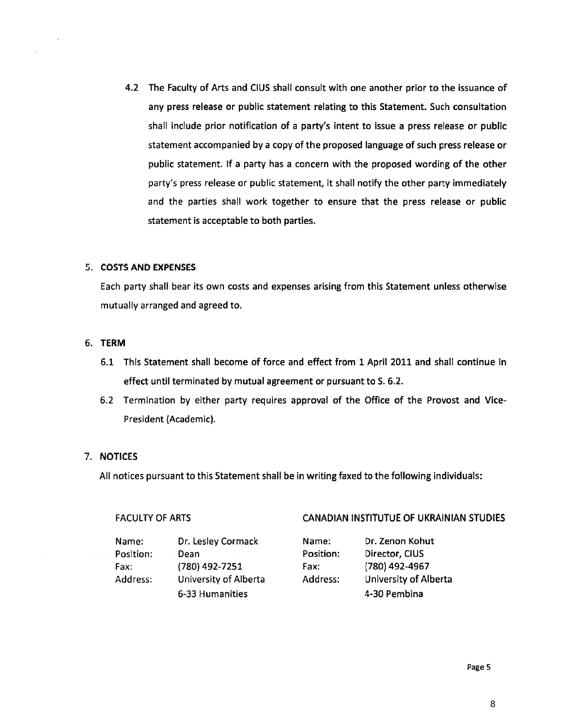4.2 The Faculty of Arts and CIUS shall consult with one another prior to the issuance of any press release or public statement relating to this Statement. Such consultation shall include prior notification of a party's intent to issue a press release or public statement accompanied by a copy of the proposed language of such press release or public statement. If a party has a concern with the proposed wording of the other party's press release or public statement, it shall notify the other party immediately and the parties shall work together to ensure that the press release or public statement is acceptable to both parties.

## 5. COSTS AND EXPENSES

Each party shall bear its own costs and expenses arising from this Statement unless otherwise mutually arranged and agreed to.

## 6. TERM

6.1 This Statement shall become of force and effect from 1 April 2011 and shall continue in effect until terminated by mutual agreement or pursuant to S. 6.2.

6.2 Termination by either party requires approval of the Office of the Provost and Vice-President (Academic).

## 7. NOTICES

All notices pursuant to this Statement shall be in writing faxed to the following individuals:

**FACULTY OF ARTS**

| | |
|---|---|
| Name: | Dr. Lesley Cormack |
| Position: | Dean |
| Fax: | (780) 492-7251 |
| Address: | University of Alberta<br>6-33 Humanities |

**CANADIAN INSTITUTUE OF UKRAINIAN STUDIES**

| | |
|---|---|
| Name: | Dr. Zenon Kohut |
| Position: | Director, CIUS |
| Fax: | (780) 492-4967 |
| Address: | University of Alberta<br>4-30 Pembina |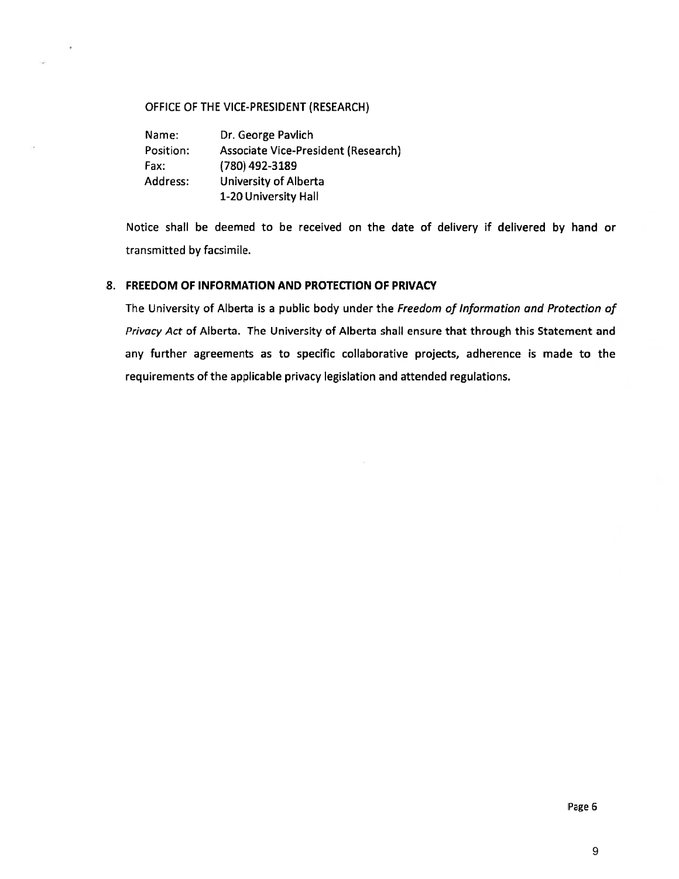OFFICE OF THE VICE-PRESIDENT (RESEARCH)

| | |
|---|---|
| Name: | Dr. George Pavlich |
| Position: | Associate Vice-President (Research) |
| Fax: | (780) 492-3189 |
| Address: | University of Alberta<br>1-20 University Hall |

Notice shall be deemed to be received on the date of delivery if delivered by hand or transmitted by facsimile.

## 8. FREEDOM OF INFORMATION AND PROTECTION OF PRIVACY

The University of Alberta is a public body under the *Freedom of Information and Protection of Privacy Act* of Alberta. The University of Alberta shall ensure that through this Statement and any further agreements as to specific collaborative projects, adherence is made to the requirements of the applicable privacy legislation and attended regulations.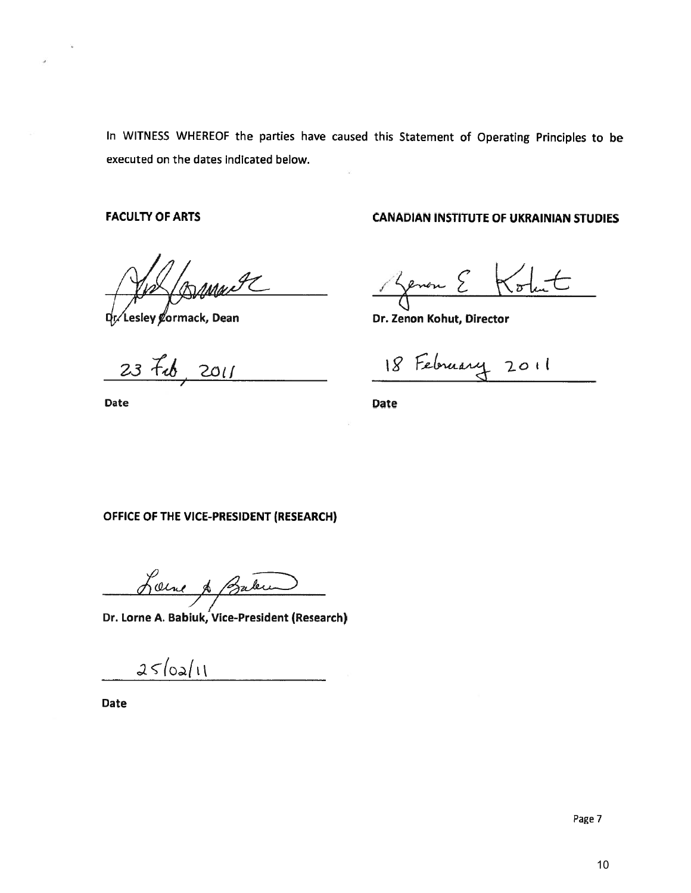In WITNESS WHEREOF the parties have caused this Statement of Operating Principles to be executed on the dates indicated below.

**FACULTY OF ARTS**

Dr. Lesley Cormack, Dean

23 Feb, 2011

**Date**

**CANADIAN INSTITUTE OF UKRAINIAN STUDIES**

**Dr. Zenon Kohut, Director**

18 February 2011

**Date**

**OFFICE OF THE VICE-PRESIDENT (RESEARCH)**

**Dr. Lorne A. Babiuk, Vice-President (Research)**

25/02/11

**Date**

Page 7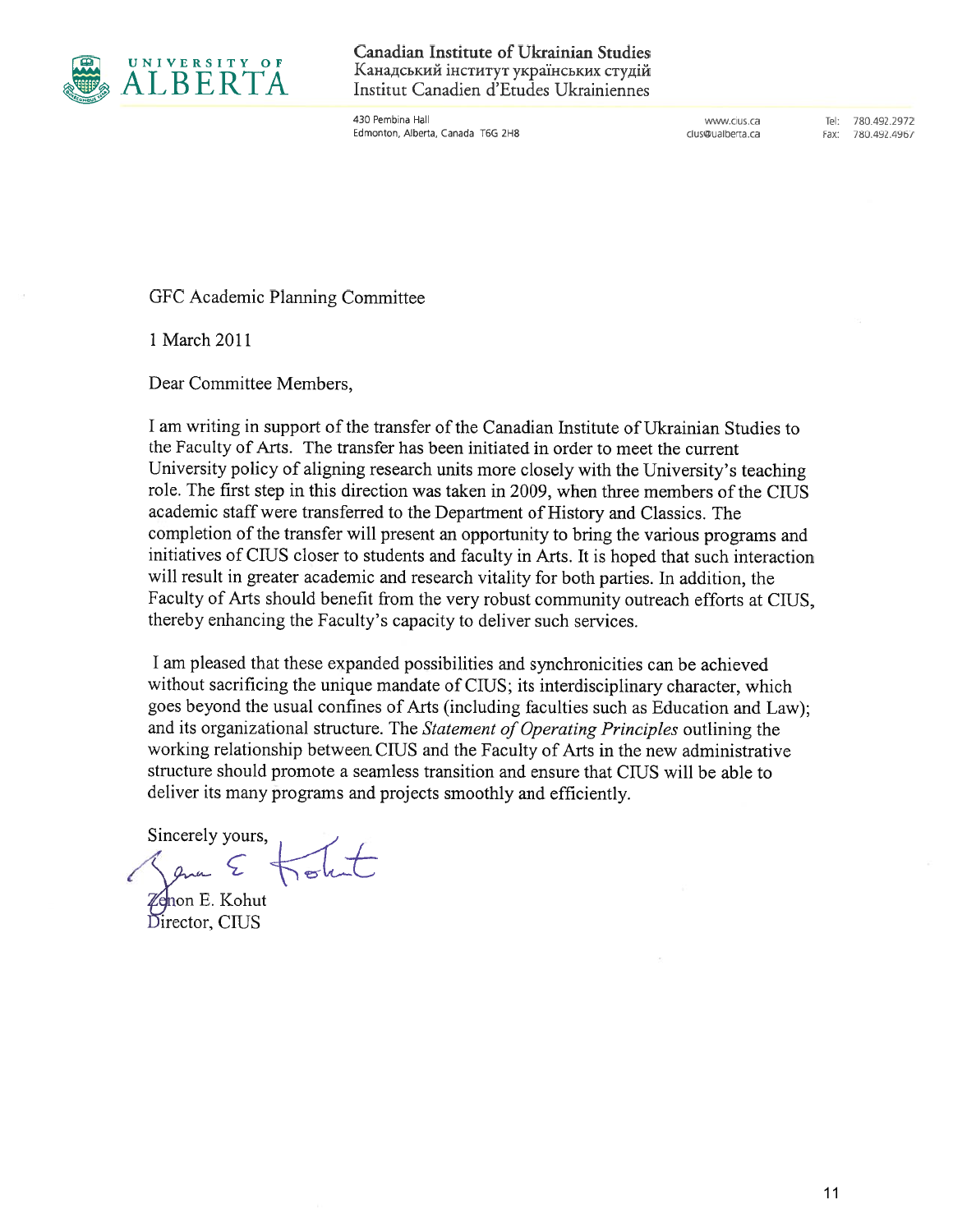UNIVERSITY OF ALBERTA

**Canadian Institute of Ukrainian Studies**
Канадський інститут українських студій
Institut Canadien d'Etudes Ukrainiennes

430 Pembina Hall
Edmonton, Alberta, Canada T6G 2H8

www.cius.ca
cius@ualberta.ca

Tel: 780.492.2972
Fax: 780.492.4967

GFC Academic Planning Committee

1 March 2011

Dear Committee Members,

I am writing in support of the transfer of the Canadian Institute of Ukrainian Studies to the Faculty of Arts. The transfer has been initiated in order to meet the current University policy of aligning research units more closely with the University's teaching role. The first step in this direction was taken in 2009, when three members of the CIUS academic staff were transferred to the Department of History and Classics. The completion of the transfer will present an opportunity to bring the various programs and initiatives of CIUS closer to students and faculty in Arts. It is hoped that such interaction will result in greater academic and research vitality for both parties. In addition, the Faculty of Arts should benefit from the very robust community outreach efforts at CIUS, thereby enhancing the Faculty's capacity to deliver such services.

I am pleased that these expanded possibilities and synchronicities can be achieved without sacrificing the unique mandate of CIUS; its interdisciplinary character, which goes beyond the usual confines of Arts (including faculties such as Education and Law); and its organizational structure. The *Statement of Operating Principles* outlining the working relationship between CIUS and the Faculty of Arts in the new administrative structure should promote a seamless transition and ensure that CIUS will be able to deliver its many programs and projects smoothly and efficiently.

Sincerely yours,

Zenon E. Kohut
Director, CIUS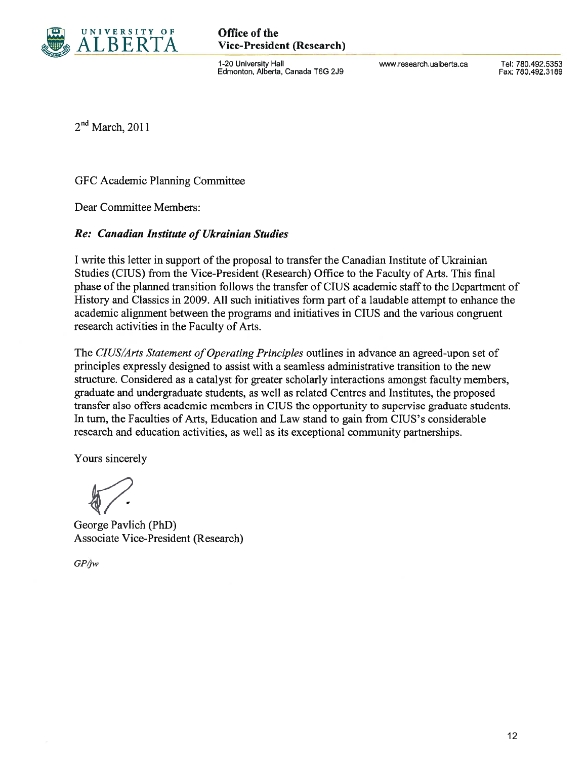UNIVERSITY OF ALBERTA

**Office of the Vice-President (Research)**

1-20 University Hall
Edmonton, Alberta, Canada T6G 2J9

www.research.ualberta.ca

Tel: 780.492.5353
Fax: 780.492.3189

2nd March, 2011

GFC Academic Planning Committee

Dear Committee Members:

***Re: Canadian Institute of Ukrainian Studies***

I write this letter in support of the proposal to transfer the Canadian Institute of Ukrainian Studies (CIUS) from the Vice-President (Research) Office to the Faculty of Arts. This final phase of the planned transition follows the transfer of CIUS academic staff to the Department of History and Classics in 2009. All such initiatives form part of a laudable attempt to enhance the academic alignment between the programs and initiatives in CIUS and the various congruent research activities in the Faculty of Arts.

The *CIUS/Arts Statement of Operating Principles* outlines in advance an agreed-upon set of principles expressly designed to assist with a seamless administrative transition to the new structure. Considered as a catalyst for greater scholarly interactions amongst faculty members, graduate and undergraduate students, as well as related Centres and Institutes, the proposed transfer also offers academic members in CIUS the opportunity to supervise graduate students. In turn, the Faculties of Arts, Education and Law stand to gain from CIUS's considerable research and education activities, as well as its exceptional community partnerships.

Yours sincerely

George Pavlich (PhD)
Associate Vice-President (Research)

*GP/jw*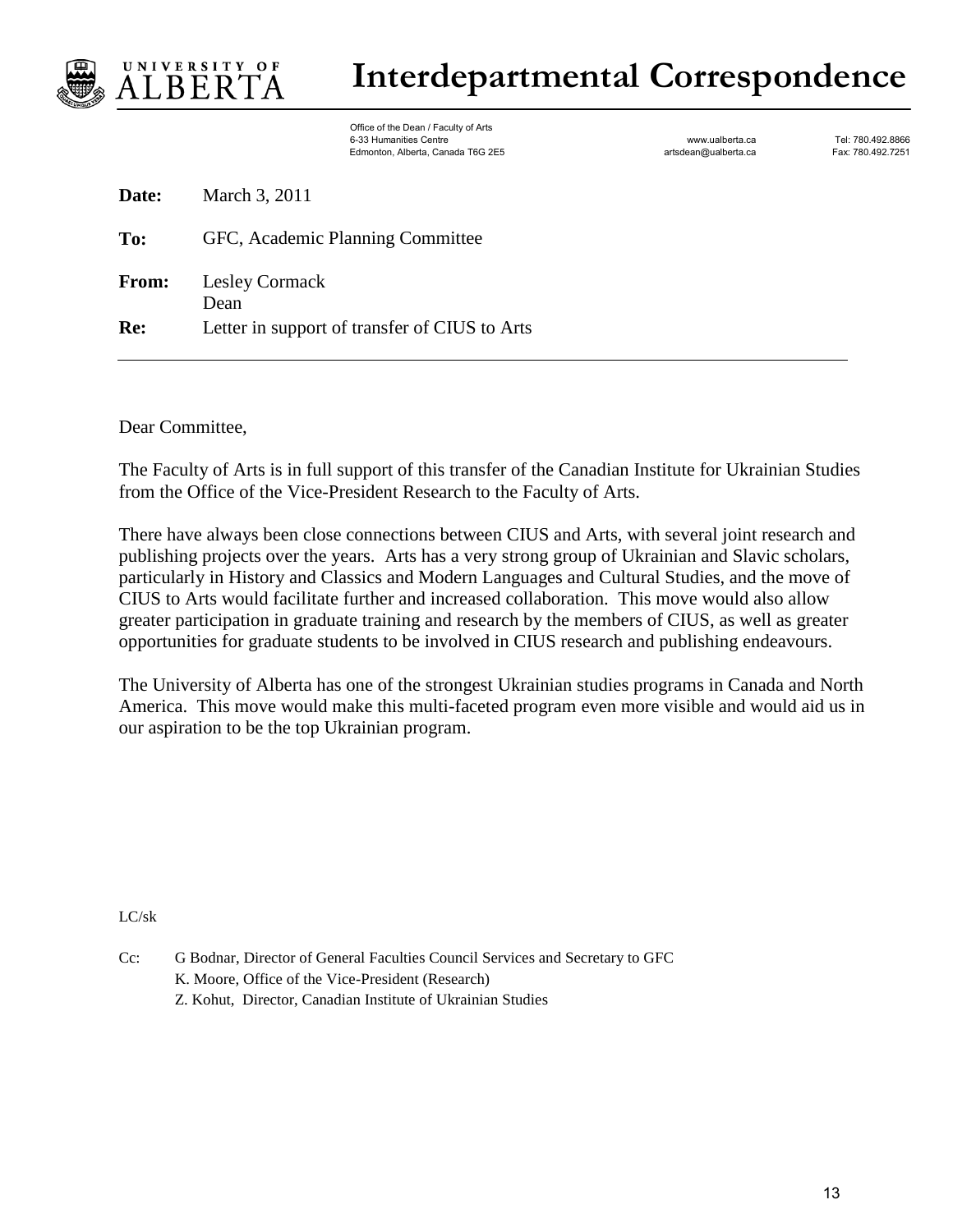# Interdepartmental Correspondence

UNIVERSITY OF ALBERTA

Office of the Dean / Faculty of Arts
6-33 Humanities Centre
Edmonton, Alberta, Canada T6G 2E5

www.ualberta.ca
artsdean@ualberta.ca

Tel: 780.492.8866
Fax: 780.492.7251

**Date:** March 3, 2011

**To:** GFC, Academic Planning Committee

**From:** Lesley Cormack
Dean

**Re:** Letter in support of transfer of CIUS to Arts

---

Dear Committee,

The Faculty of Arts is in full support of this transfer of the Canadian Institute for Ukrainian Studies from the Office of the Vice-President Research to the Faculty of Arts.

There have always been close connections between CIUS and Arts, with several joint research and publishing projects over the years. Arts has a very strong group of Ukrainian and Slavic scholars, particularly in History and Classics and Modern Languages and Cultural Studies, and the move of CIUS to Arts would facilitate further and increased collaboration. This move would also allow greater participation in graduate training and research by the members of CIUS, as well as greater opportunities for graduate students to be involved in CIUS research and publishing endeavours.

The University of Alberta has one of the strongest Ukrainian studies programs in Canada and North America. This move would make this multi-faceted program even more visible and would aid us in our aspiration to be the top Ukrainian program.

LC/sk

Cc: G Bodnar, Director of General Faculties Council Services and Secretary to GFC
K. Moore, Office of the Vice-President (Research)
Z. Kohut, Director, Canadian Institute of Ukrainian Studies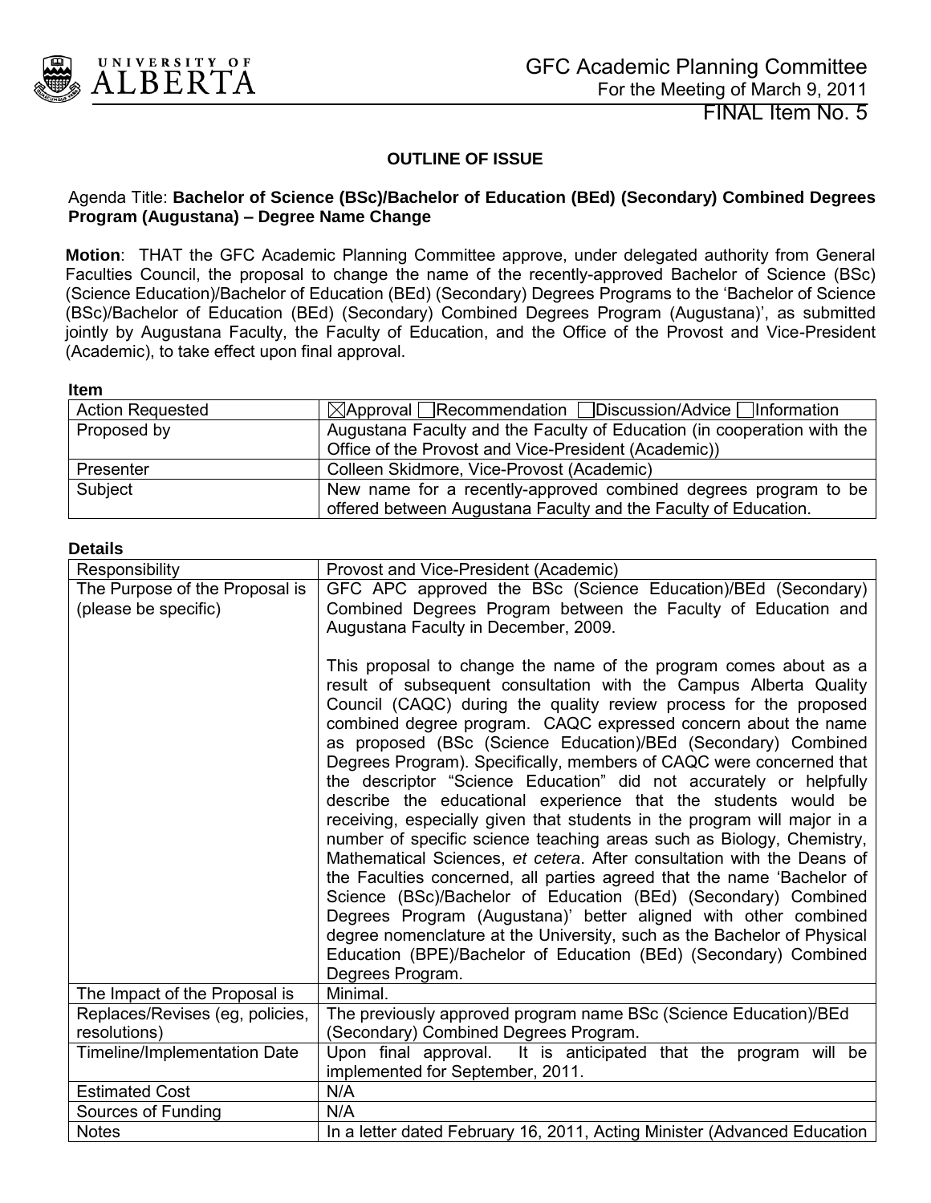GFC Academic Planning Committee
For the Meeting of March 9, 2011

FINAL Item No. 5

**OUTLINE OF ISSUE**

Agenda Title: **Bachelor of Science (BSc)/Bachelor of Education (BEd) (Secondary) Combined Degrees Program (Augustana) – Degree Name Change**

**Motion**: THAT the GFC Academic Planning Committee approve, under delegated authority from General Faculties Council, the proposal to change the name of the recently-approved Bachelor of Science (BSc) (Science Education)/Bachelor of Education (BEd) (Secondary) Degrees Programs to the 'Bachelor of Science (BSc)/Bachelor of Education (BEd) (Secondary) Combined Degrees Program (Augustana)', as submitted jointly by Augustana Faculty, the Faculty of Education, and the Office of the Provost and Vice-President (Academic), to take effect upon final approval.

**Item**

| | |
|---|---|
| Action Requested | ☒Approval ☐Recommendation ☐Discussion/Advice ☐Information |
| Proposed by | Augustana Faculty and the Faculty of Education (in cooperation with the Office of the Provost and Vice-President (Academic)) |
| Presenter | Colleen Skidmore, Vice-Provost (Academic) |
| Subject | New name for a recently-approved combined degrees program to be offered between Augustana Faculty and the Faculty of Education. |

**Details**

| | |
|---|---|
| Responsibility | Provost and Vice-President (Academic) |
| The Purpose of the Proposal is (please be specific) | GFC APC approved the BSc (Science Education)/BEd (Secondary) Combined Degrees Program between the Faculty of Education and Augustana Faculty in December, 2009.<br><br>This proposal to change the name of the program comes about as a result of subsequent consultation with the Campus Alberta Quality Council (CAQC) during the quality review process for the proposed combined degree program. CAQC expressed concern about the name as proposed (BSc (Science Education)/BEd (Secondary) Combined Degrees Program). Specifically, members of CAQC were concerned that the descriptor "Science Education" did not accurately or helpfully describe the educational experience that the students would be receiving, especially given that students in the program will major in a number of specific science teaching areas such as Biology, Chemistry, Mathematical Sciences, *et cetera*. After consultation with the Deans of the Faculties concerned, all parties agreed that the name 'Bachelor of Science (BSc)/Bachelor of Education (BEd) (Secondary) Combined Degrees Program (Augustana)' better aligned with other combined degree nomenclature at the University, such as the Bachelor of Physical Education (BPE)/Bachelor of Education (BEd) (Secondary) Combined Degrees Program. |
| The Impact of the Proposal is | Minimal. |
| Replaces/Revises (eg, policies, resolutions) | The previously approved program name BSc (Science Education)/BEd (Secondary) Combined Degrees Program. |
| Timeline/Implementation Date | Upon final approval. It is anticipated that the program will be implemented for September, 2011. |
| Estimated Cost | N/A |
| Sources of Funding | N/A |
| Notes | In a letter dated February 16, 2011, Acting Minister (Advanced Education |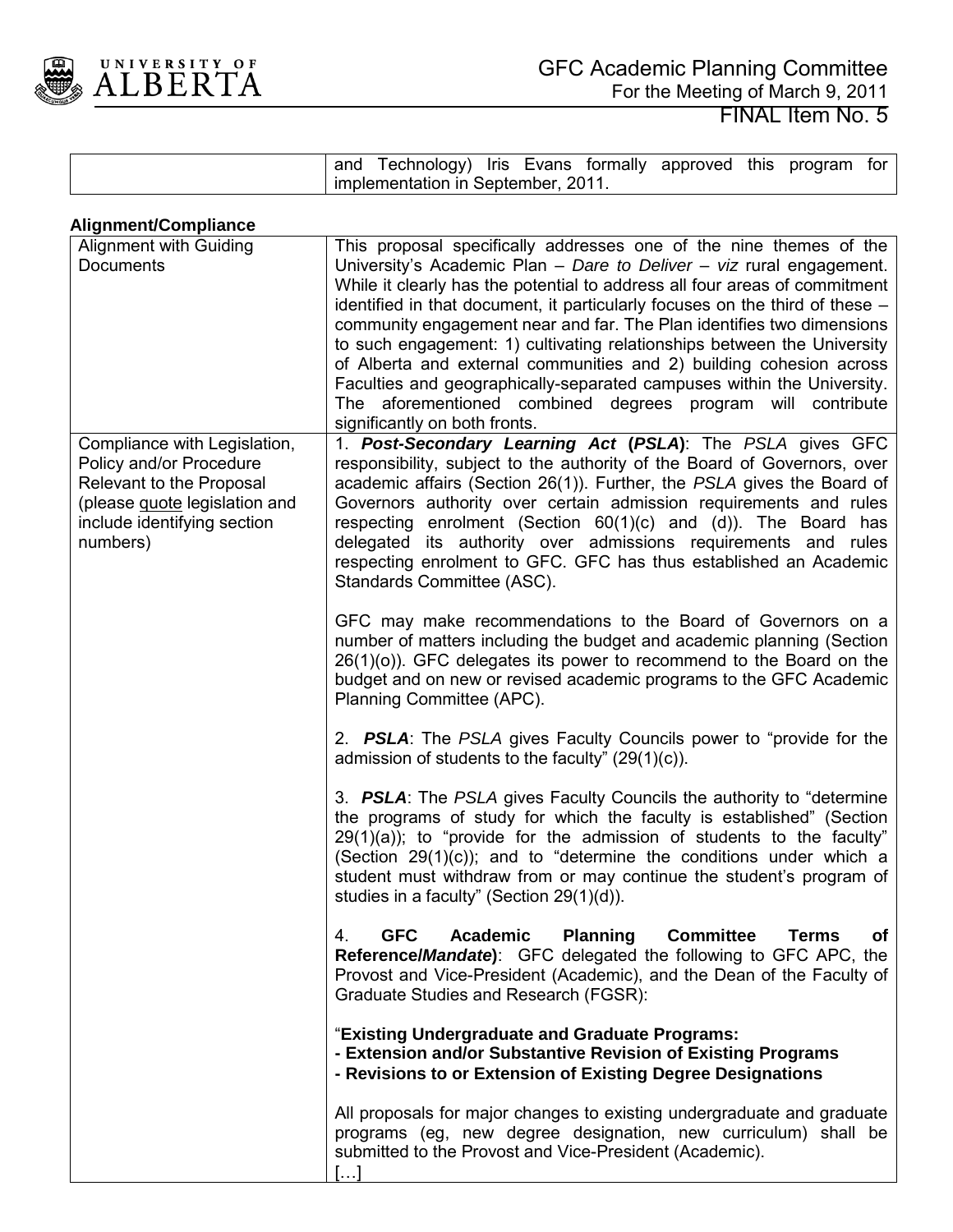|  | and Technology) Iris Evans formally approved this program for implementation in September, 2011. |
|---|---|

**Alignment/Compliance**

| Alignment with Guiding Documents | This proposal specifically addresses one of the nine themes of the University's Academic Plan – *Dare to Deliver* – *viz* rural engagement. While it clearly has the potential to address all four areas of commitment identified in that document, it particularly focuses on the third of these – community engagement near and far. The Plan identifies two dimensions to such engagement: 1) cultivating relationships between the University of Alberta and external communities and 2) building cohesion across Faculties and geographically-separated campuses within the University. The aforementioned combined degrees program will contribute significantly on both fronts. |
|---|---|
| Compliance with Legislation, Policy and/or Procedure Relevant to the Proposal (please quote legislation and include identifying section numbers) | 1. ***Post-Secondary Learning Act* (*PSLA*)**: The *PSLA* gives GFC responsibility, subject to the authority of the Board of Governors, over academic affairs (Section 26(1)). Further, the *PSLA* gives the Board of Governors authority over certain admission requirements and rules respecting enrolment (Section 60(1)(c) and (d)). The Board has delegated its authority over admissions requirements and rules respecting enrolment to GFC. GFC has thus established an Academic Standards Committee (ASC).<br><br>GFC may make recommendations to the Board of Governors on a number of matters including the budget and academic planning (Section 26(1)(o)). GFC delegates its power to recommend to the Board on the budget and on new or revised academic programs to the GFC Academic Planning Committee (APC).<br><br>2. ***PSLA***: The *PSLA* gives Faculty Councils power to "provide for the admission of students to the faculty" (29(1)(c)).<br><br>3. ***PSLA***: The *PSLA* gives Faculty Councils the authority to "determine the programs of study for which the faculty is established" (Section 29(1)(a)); to "provide for the admission of students to the faculty" (Section 29(1)(c)); and to "determine the conditions under which a student must withdraw from or may continue the student's program of studies in a faculty" (Section 29(1)(d)).<br><br>4. **GFC Academic Planning Committee Terms of Reference/*Mandate*)**: GFC delegated the following to GFC APC, the Provost and Vice-President (Academic), and the Dean of the Faculty of Graduate Studies and Research (FGSR):<br><br>"**Existing Undergraduate and Graduate Programs:**<br>**- Extension and/or Substantive Revision of Existing Programs**<br>**- Revisions to or Extension of Existing Degree Designations**<br><br>All proposals for major changes to existing undergraduate and graduate programs (eg, new degree designation, new curriculum) shall be submitted to the Provost and Vice-President (Academic).<br>[…] |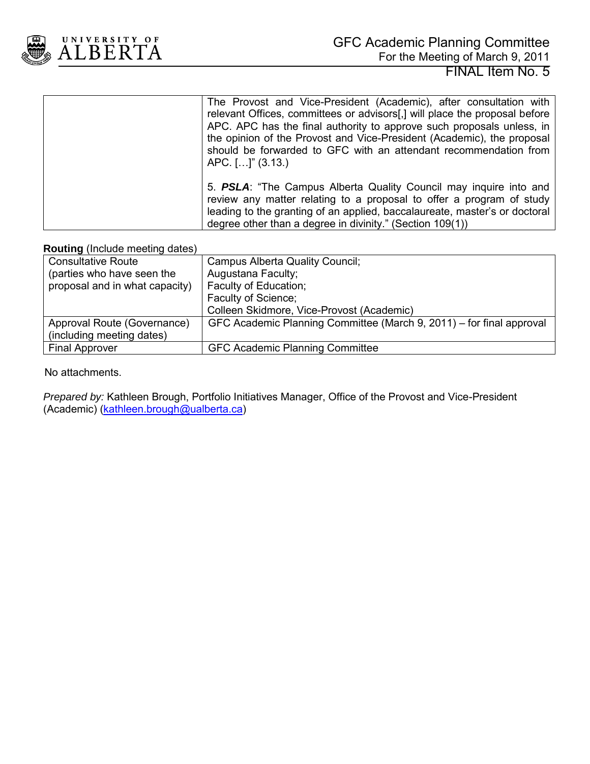| | |
|---|---|
| | The Provost and Vice-President (Academic), after consultation with relevant Offices, committees or advisors[,] will place the proposal before APC. APC has the final authority to approve such proposals unless, in the opinion of the Provost and Vice-President (Academic), the proposal should be forwarded to GFC with an attendant recommendation from APC. […]" (3.13.)<br><br>5. ***PSLA***: "The Campus Alberta Quality Council may inquire into and review any matter relating to a proposal to offer a program of study leading to the granting of an applied, baccalaureate, master's or doctoral degree other than a degree in divinity." (Section 109(1)) |

**Routing** (Include meeting dates)

| | |
|---|---|
| Consultative Route (parties who have seen the proposal and in what capacity) | Campus Alberta Quality Council;<br>Augustana Faculty;<br>Faculty of Education;<br>Faculty of Science;<br>Colleen Skidmore, Vice-Provost (Academic) |
| Approval Route (Governance) (including meeting dates) | GFC Academic Planning Committee (March 9, 2011) – for final approval |
| Final Approver | GFC Academic Planning Committee |

No attachments.

*Prepared by:* Kathleen Brough, Portfolio Initiatives Manager, Office of the Provost and Vice-President (Academic) (kathleen.brough@ualberta.ca)